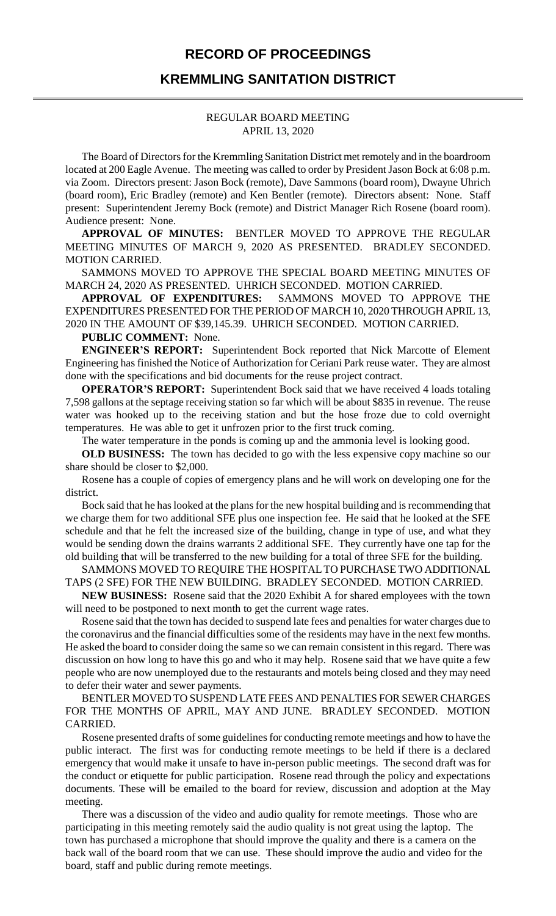# RECORD OF PROCEEDINGS

## KREMMLING SANITATION DISTRICT

REGULAR BOARD MEETING
APRIL 13, 2020

The Board of Directors for the Kremmling Sanitation District met remotely and in the boardroom located at 200 Eagle Avenue. The meeting was called to order by President Jason Bock at 6:08 p.m. via Zoom. Directors present: Jason Bock (remote), Dave Sammons (board room), Dwayne Uhrich (board room), Eric Bradley (remote) and Ken Bentler (remote). Directors absent: None. Staff present: Superintendent Jeremy Bock (remote) and District Manager Rich Rosene (board room). Audience present: None.

**APPROVAL OF MINUTES:** BENTLER MOVED TO APPROVE THE REGULAR MEETING MINUTES OF MARCH 9, 2020 AS PRESENTED. BRADLEY SECONDED. MOTION CARRIED.

SAMMONS MOVED TO APPROVE THE SPECIAL BOARD MEETING MINUTES OF MARCH 24, 2020 AS PRESENTED. UHRICH SECONDED. MOTION CARRIED.

**APPROVAL OF EXPENDITURES:** SAMMONS MOVED TO APPROVE THE EXPENDITURES PRESENTED FOR THE PERIOD OF MARCH 10, 2020 THROUGH APRIL 13, 2020 IN THE AMOUNT OF $39,145.39. UHRICH SECONDED. MOTION CARRIED.

**PUBLIC COMMENT:** None.

**ENGINEER'S REPORT:** Superintendent Bock reported that Nick Marcotte of Element Engineering has finished the Notice of Authorization for Ceriani Park reuse water. They are almost done with the specifications and bid documents for the reuse project contract.

**OPERATOR'S REPORT:** Superintendent Bock said that we have received 4 loads totaling 7,598 gallons at the septage receiving station so far which will be about $835 in revenue. The reuse water was hooked up to the receiving station and but the hose froze due to cold overnight temperatures. He was able to get it unfrozen prior to the first truck coming.

The water temperature in the ponds is coming up and the ammonia level is looking good.

**OLD BUSINESS:** The town has decided to go with the less expensive copy machine so our share should be closer to $2,000.

Rosene has a couple of copies of emergency plans and he will work on developing one for the district.

Bock said that he has looked at the plans for the new hospital building and is recommending that we charge them for two additional SFE plus one inspection fee. He said that he looked at the SFE schedule and that he felt the increased size of the building, change in type of use, and what they would be sending down the drains warrants 2 additional SFE. They currently have one tap for the old building that will be transferred to the new building for a total of three SFE for the building.

SAMMONS MOVED TO REQUIRE THE HOSPITAL TO PURCHASE TWO ADDITIONAL TAPS (2 SFE) FOR THE NEW BUILDING. BRADLEY SECONDED. MOTION CARRIED.

**NEW BUSINESS:** Rosene said that the 2020 Exhibit A for shared employees with the town will need to be postponed to next month to get the current wage rates.

Rosene said that the town has decided to suspend late fees and penalties for water charges due to the coronavirus and the financial difficulties some of the residents may have in the next few months. He asked the board to consider doing the same so we can remain consistent in this regard. There was discussion on how long to have this go and who it may help. Rosene said that we have quite a few people who are now unemployed due to the restaurants and motels being closed and they may need to defer their water and sewer payments.

BENTLER MOVED TO SUSPEND LATE FEES AND PENALTIES FOR SEWER CHARGES FOR THE MONTHS OF APRIL, MAY AND JUNE. BRADLEY SECONDED. MOTION CARRIED.

Rosene presented drafts of some guidelines for conducting remote meetings and how to have the public interact. The first was for conducting remote meetings to be held if there is a declared emergency that would make it unsafe to have in-person public meetings. The second draft was for the conduct or etiquette for public participation. Rosene read through the policy and expectations documents. These will be emailed to the board for review, discussion and adoption at the May meeting.

There was a discussion of the video and audio quality for remote meetings. Those who are participating in this meeting remotely said the audio quality is not great using the laptop. The town has purchased a microphone that should improve the quality and there is a camera on the back wall of the board room that we can use. These should improve the audio and video for the board, staff and public during remote meetings.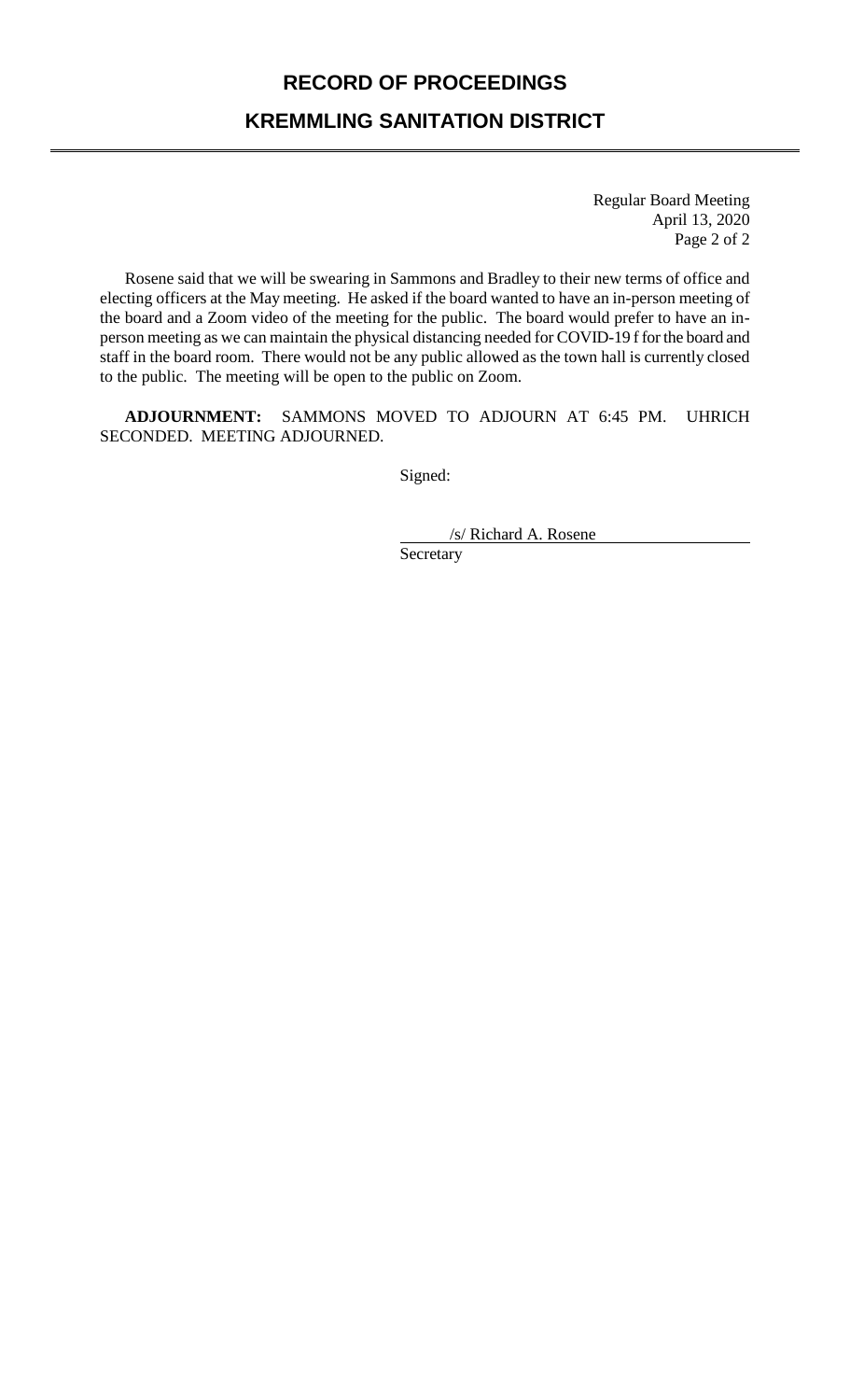Rosene said that we will be swearing in Sammons and Bradley to their new terms of office and electing officers at the May meeting. He asked if the board wanted to have an in-person meeting of the board and a Zoom video of the meeting for the public. The board would prefer to have an in-person meeting as we can maintain the physical distancing needed for COVID-19 f for the board and staff in the board room. There would not be any public allowed as the town hall is currently closed to the public. The meeting will be open to the public on Zoom.

**ADJOURNMENT:** SAMMONS MOVED TO ADJOURN AT 6:45 PM. UHRICH SECONDED. MEETING ADJOURNED.

Signed:

/s/ Richard A. Rosene
Secretary